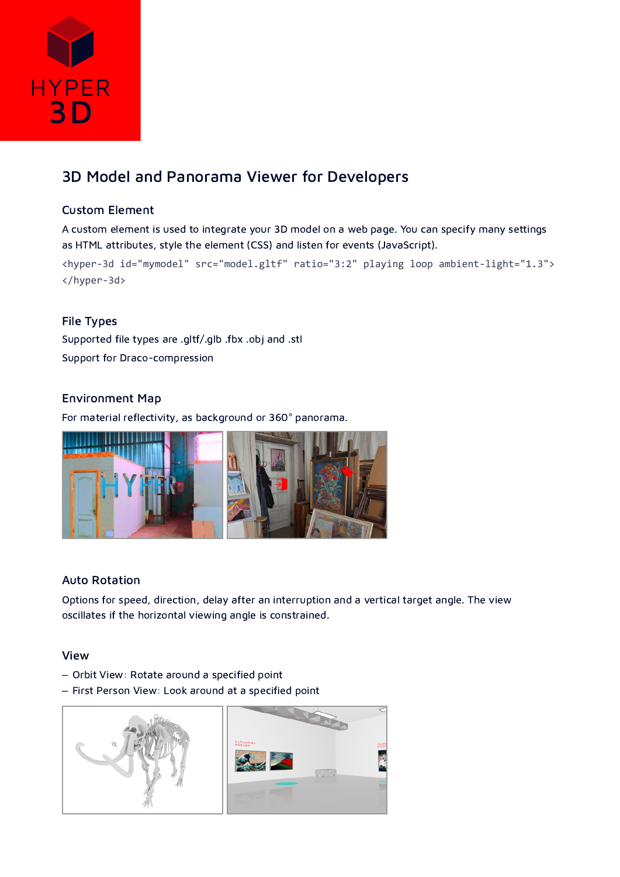HYPER 3D

## 3D Model and Panorama Viewer for Developers

### Custom Element

A custom element is used to integrate your 3D model on a web page. You can specify many settings as HTML attributes, style the element (CSS) and listen for events (JavaScript).

```
<hyper-3d id="mymodel" src="model.gltf" ratio="3:2" playing loop ambient-light="1.3">
</hyper-3d>
```

### File Types

Supported file types are .gltf/.glb .fbx .obj and .stl

Support for Draco-compression

### Environment Map

For material reflectivity, as background or 360° panorama.

### Auto Rotation

Options for speed, direction, delay after an interruption and a vertical target angle. The view oscillates if the horizontal viewing angle is constrained.

### View

- Orbit View: Rotate around a specified point
- First Person View: Look around at a specified point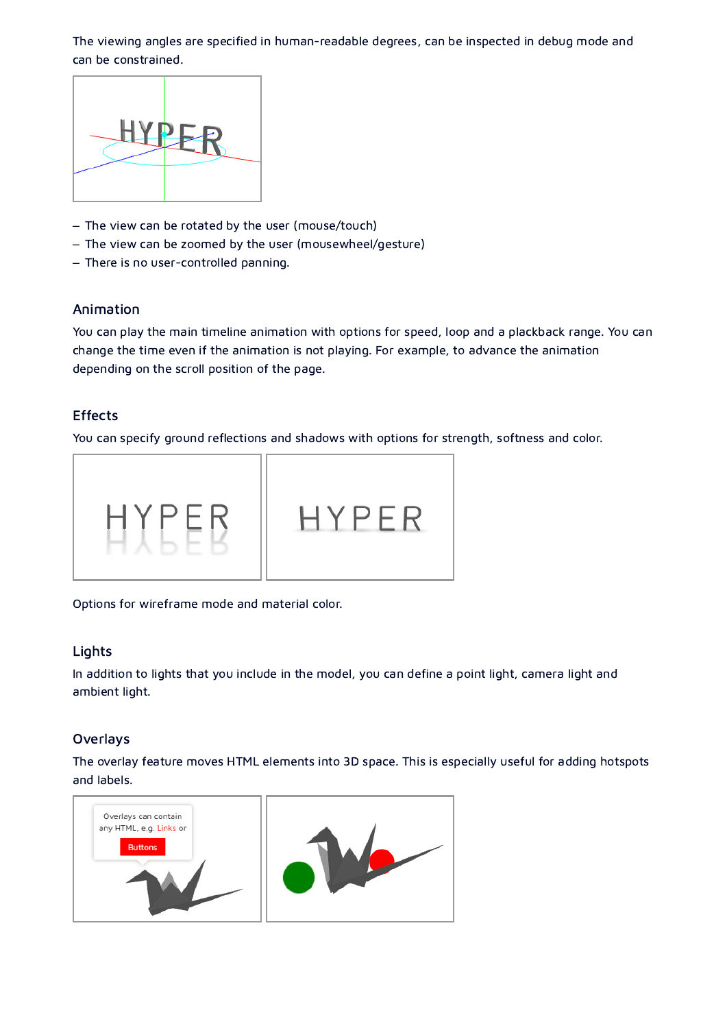The viewing angles are specified in human-readable degrees, can be inspected in debug mode and can be constrained.

- The view can be rotated by the user (mouse/touch)
- The view can be zoomed by the user (mousewheel/gesture)
- There is no user-controlled panning.

### Animation

You can play the main timeline animation with options for speed, loop and a plackback range. You can change the time even if the animation is not playing. For example, to advance the animation depending on the scroll position of the page.

### Effects

You can specify ground reflections and shadows with options for strength, softness and color.

Options for wireframe mode and material color.

### Lights

In addition to lights that you include in the model, you can define a point light, camera light and ambient light.

### Overlays

The overlay feature moves HTML elements into 3D space. This is especially useful for adding hotspots and labels.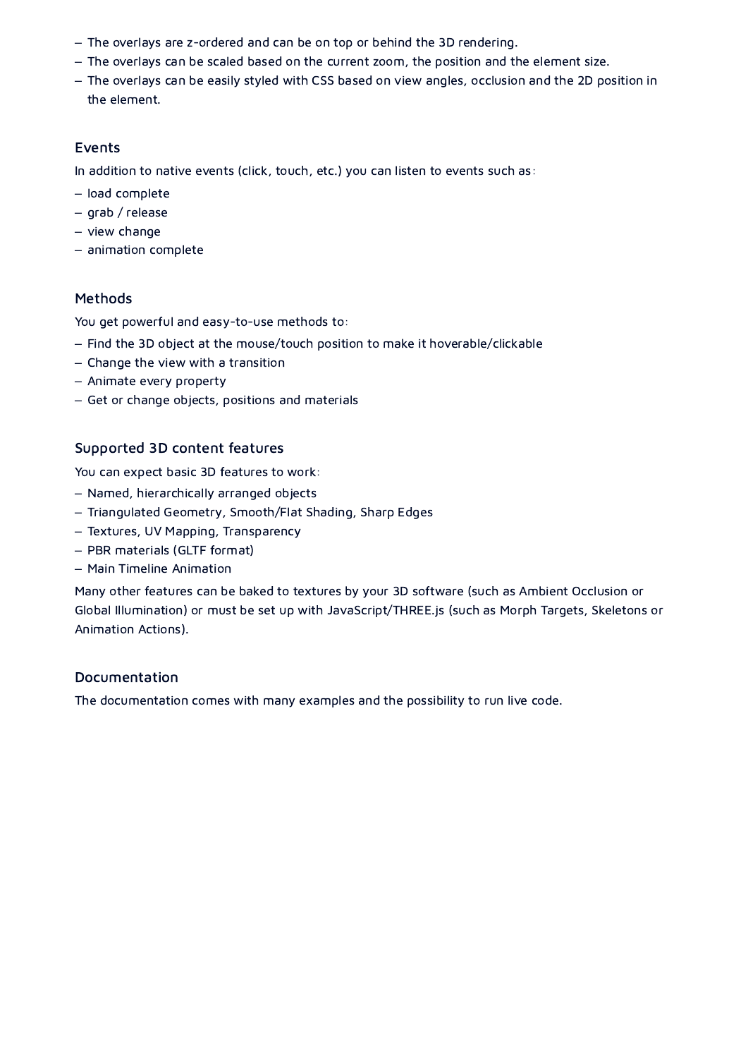- The overlays are z-ordered and can be on top or behind the 3D rendering.
- The overlays can be scaled based on the current zoom, the position and the element size.
- The overlays can be easily styled with CSS based on view angles, occlusion and the 2D position in the element.

### Events

In addition to native events (click, touch, etc.) you can listen to events such as:

- load complete
- grab / release
- view change
- animation complete

### Methods

You get powerful and easy-to-use methods to:

- Find the 3D object at the mouse/touch position to make it hoverable/clickable
- Change the view with a transition
- Animate every property
- Get or change objects, positions and materials

### Supported 3D content features

You can expect basic 3D features to work:

- Named, hierarchically arranged objects
- Triangulated Geometry, Smooth/Flat Shading, Sharp Edges
- Textures, UV Mapping, Transparency
- PBR materials (GLTF format)
- Main Timeline Animation

Many other features can be baked to textures by your 3D software (such as Ambient Occlusion or Global Illumination) or must be set up with JavaScript/THREE.js (such as Morph Targets, Skeletons or Animation Actions).

### Documentation

The documentation comes with many examples and the possibility to run live code.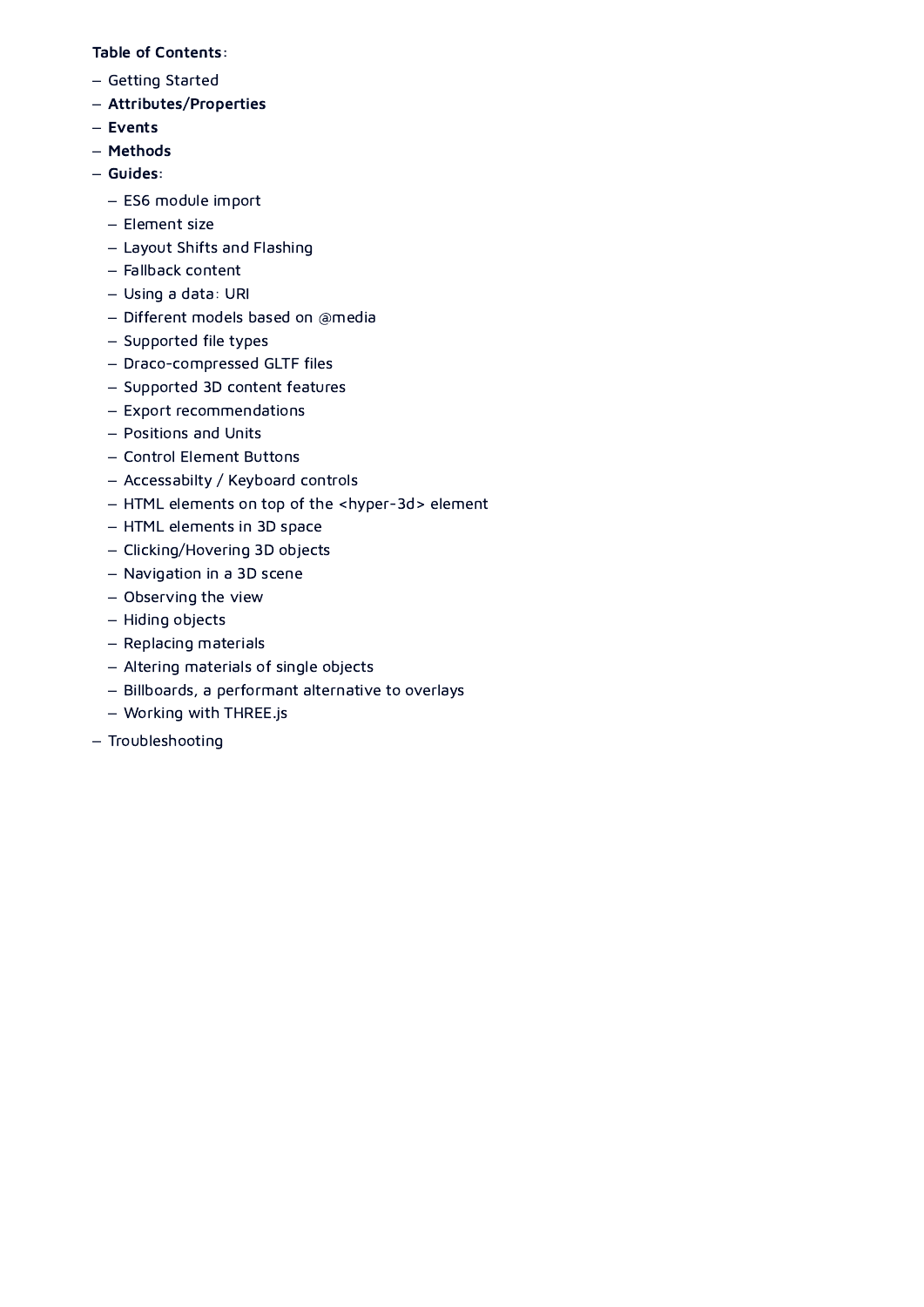**Table of Contents**:

- Getting Started
- **Attributes/Properties**
- **Events**
- **Methods**
- **Guides**:
  - ES6 module import
  - Element size
  - Layout Shifts and Flashing
  - Fallback content
  - Using a data: URI
  - Different models based on @media
  - Supported file types
  - Draco-compressed GLTF files
  - Supported 3D content features
  - Export recommendations
  - Positions and Units
  - Control Element Buttons
  - Accessabilty / Keyboard controls
  - HTML elements on top of the <hyper-3d> element
  - HTML elements in 3D space
  - Clicking/Hovering 3D objects
  - Navigation in a 3D scene
  - Observing the view
  - Hiding objects
  - Replacing materials
  - Altering materials of single objects
  - Billboards, a performant alternative to overlays
  - Working with THREE.js
- Troubleshooting